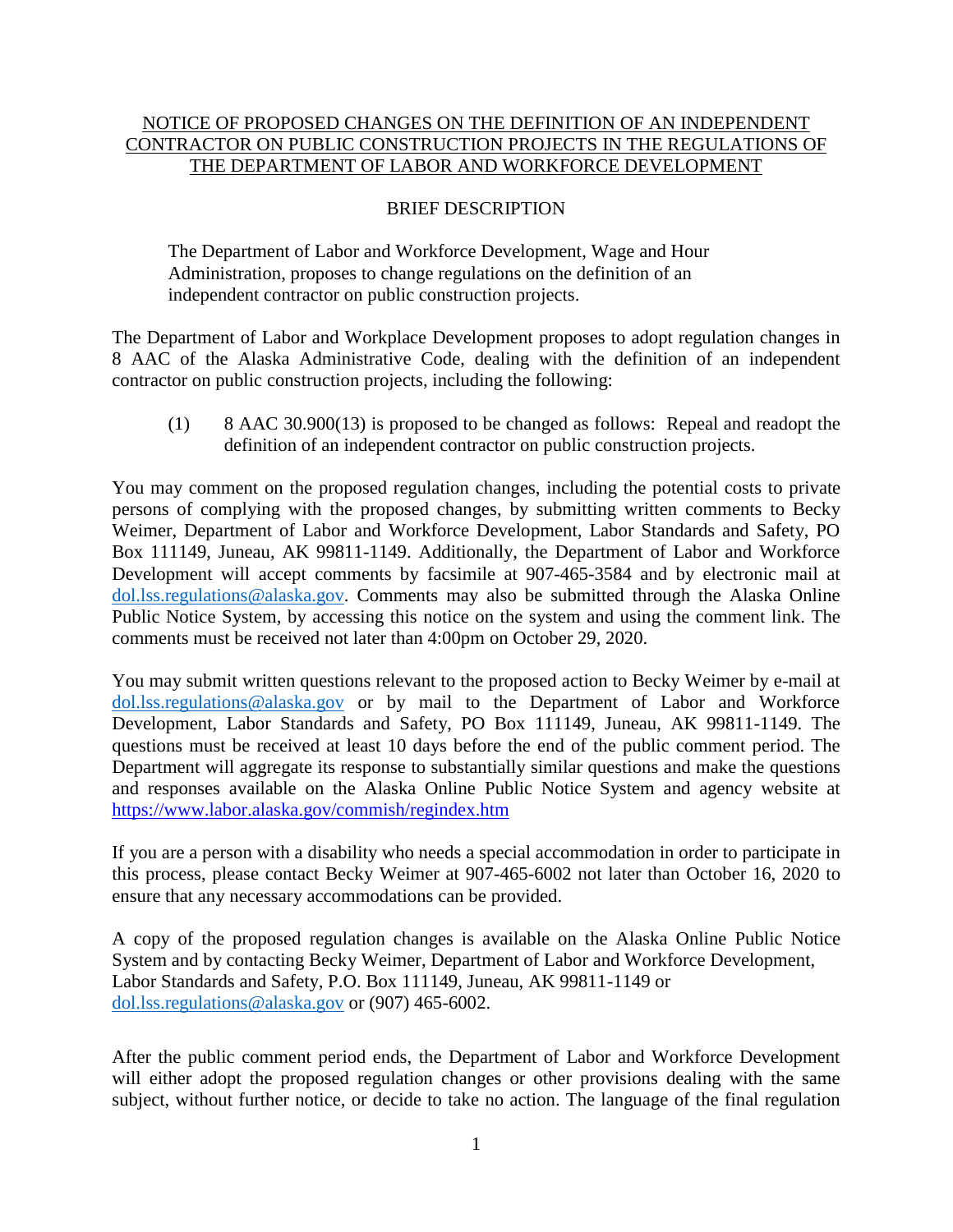# NOTICE OF PROPOSED CHANGES ON THE DEFINITION OF AN INDEPENDENT CONTRACTOR ON PUBLIC CONSTRUCTION PROJECTS IN THE REGULATIONS OF THE DEPARTMENT OF LABOR AND WORKFORCE DEVELOPMENT

## BRIEF DESCRIPTION

The Department of Labor and Workforce Development, Wage and Hour Administration, proposes to change regulations on the definition of an independent contractor on public construction projects.

The Department of Labor and Workplace Development proposes to adopt regulation changes in 8 AAC of the Alaska Administrative Code, dealing with the definition of an independent contractor on public construction projects, including the following:

(1) 8 AAC 30.900(13) is proposed to be changed as follows: Repeal and readopt the definition of an independent contractor on public construction projects.

You may comment on the proposed regulation changes, including the potential costs to private persons of complying with the proposed changes, by submitting written comments to Becky Weimer, Department of Labor and Workforce Development, Labor Standards and Safety, PO Box 111149, Juneau, AK 99811-1149. Additionally, the Department of Labor and Workforce Development will accept comments by facsimile at 907-465-3584 and by electronic mail at dol.lss.regulations@alaska.gov. Comments may also be submitted through the Alaska Online Public Notice System, by accessing this notice on the system and using the comment link. The comments must be received not later than 4:00pm on October 29, 2020.

You may submit written questions relevant to the proposed action to Becky Weimer by e-mail at dol.lss.regulations@alaska.gov or by mail to the Department of Labor and Workforce Development, Labor Standards and Safety, PO Box 111149, Juneau, AK 99811-1149. The questions must be received at least 10 days before the end of the public comment period. The Department will aggregate its response to substantially similar questions and make the questions and responses available on the Alaska Online Public Notice System and agency website at https://www.labor.alaska.gov/commish/regindex.htm

If you are a person with a disability who needs a special accommodation in order to participate in this process, please contact Becky Weimer at 907-465-6002 not later than October 16, 2020 to ensure that any necessary accommodations can be provided.

A copy of the proposed regulation changes is available on the Alaska Online Public Notice System and by contacting Becky Weimer, Department of Labor and Workforce Development, Labor Standards and Safety, P.O. Box 111149, Juneau, AK 99811-1149 or dol.lss.regulations@alaska.gov or (907) 465-6002.

After the public comment period ends, the Department of Labor and Workforce Development will either adopt the proposed regulation changes or other provisions dealing with the same subject, without further notice, or decide to take no action. The language of the final regulation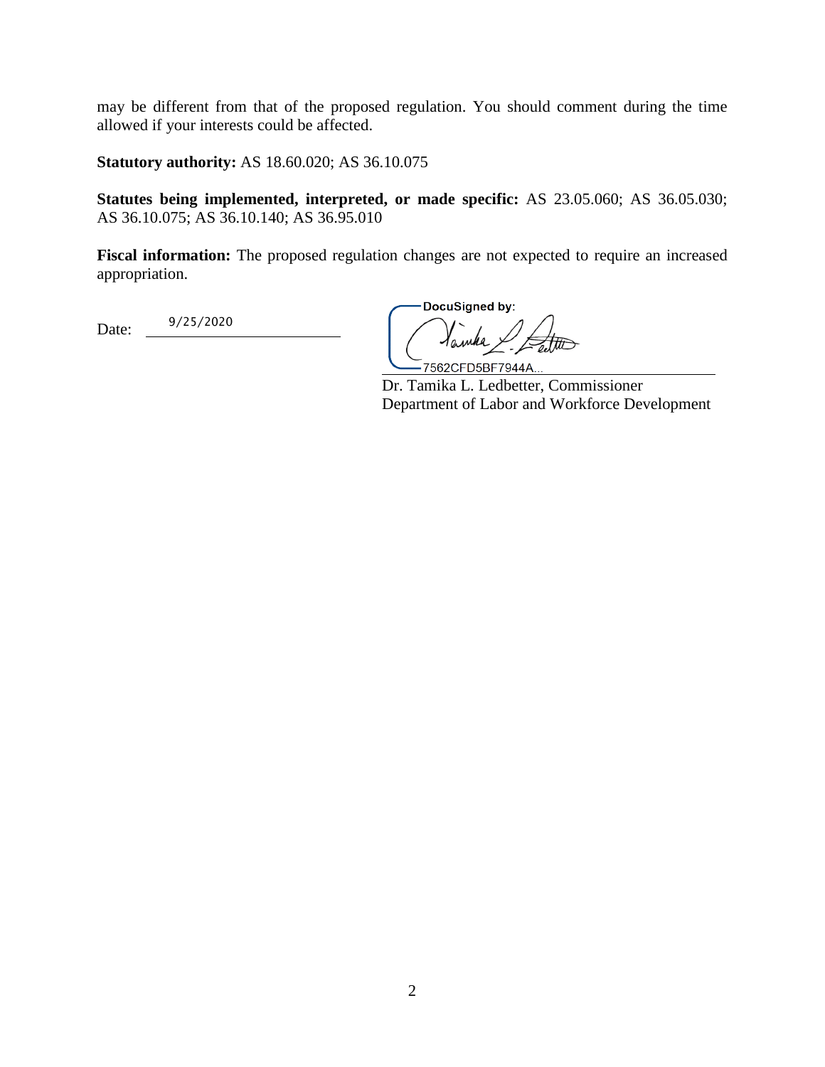may be different from that of the proposed regulation. You should comment during the time allowed if your interests could be affected.

**Statutory authority:** AS 18.60.020; AS 36.10.075

**Statutes being implemented, interpreted, or made specific:** AS 23.05.060; AS 36.05.030; AS 36.10.075; AS 36.10.140; AS 36.95.010

**Fiscal information:** The proposed regulation changes are not expected to require an increased appropriation.

Date: 9/25/2020

DocuSigned by:

7562CFD5BF7944A...

Dr. Tamika L. Ledbetter, Commissioner
Department of Labor and Workforce Development